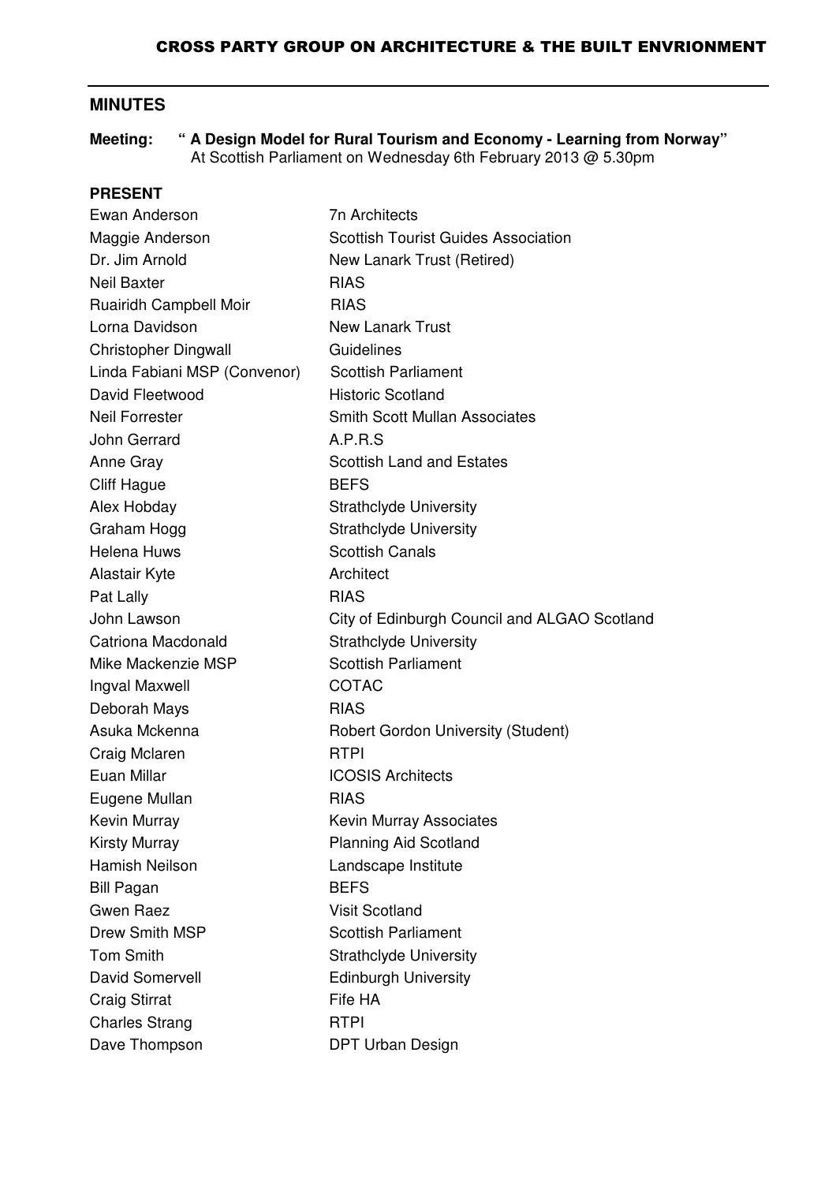# CROSS PARTY GROUP ON ARCHITECTURE & THE BUILT ENVRIONMENT

## MINUTES

**Meeting: " A Design Model for Rural Tourism and Economy - Learning from Norway"**
At Scottish Parliament on Wednesday 6th February 2013 @ 5.30pm

### PRESENT

| | |
|---|---|
| Ewan Anderson | 7n Architects |
| Maggie Anderson | Scottish Tourist Guides Association |
| Dr. Jim Arnold | New Lanark Trust (Retired) |
| Neil Baxter | RIAS |
| Ruairidh Campbell Moir | RIAS |
| Lorna Davidson | New Lanark Trust |
| Christopher Dingwall | Guidelines |
| Linda Fabiani MSP (Convenor) | Scottish Parliament |
| David Fleetwood | Historic Scotland |
| Neil Forrester | Smith Scott Mullan Associates |
| John Gerrard | A.P.R.S |
| Anne Gray | Scottish Land and Estates |
| Cliff Hague | BEFS |
| Alex Hobday | Strathclyde University |
| Graham Hogg | Strathclyde University |
| Helena Huws | Scottish Canals |
| Alastair Kyte | Architect |
| Pat Lally | RIAS |
| John Lawson | City of Edinburgh Council and ALGAO Scotland |
| Catriona Macdonald | Strathclyde University |
| Mike Mackenzie MSP | Scottish Parliament |
| Ingval Maxwell | COTAC |
| Deborah Mays | RIAS |
| Asuka Mckenna | Robert Gordon University (Student) |
| Craig Mclaren | RTPI |
| Euan Millar | ICOSIS Architects |
| Eugene Mullan | RIAS |
| Kevin Murray | Kevin Murray Associates |
| Kirsty Murray | Planning Aid Scotland |
| Hamish Neilson | Landscape Institute |
| Bill Pagan | BEFS |
| Gwen Raez | Visit Scotland |
| Drew Smith MSP | Scottish Parliament |
| Tom Smith | Strathclyde University |
| David Somervell | Edinburgh University |
| Craig Stirrat | Fife HA |
| Charles Strang | RTPI |
| Dave Thompson | DPT Urban Design |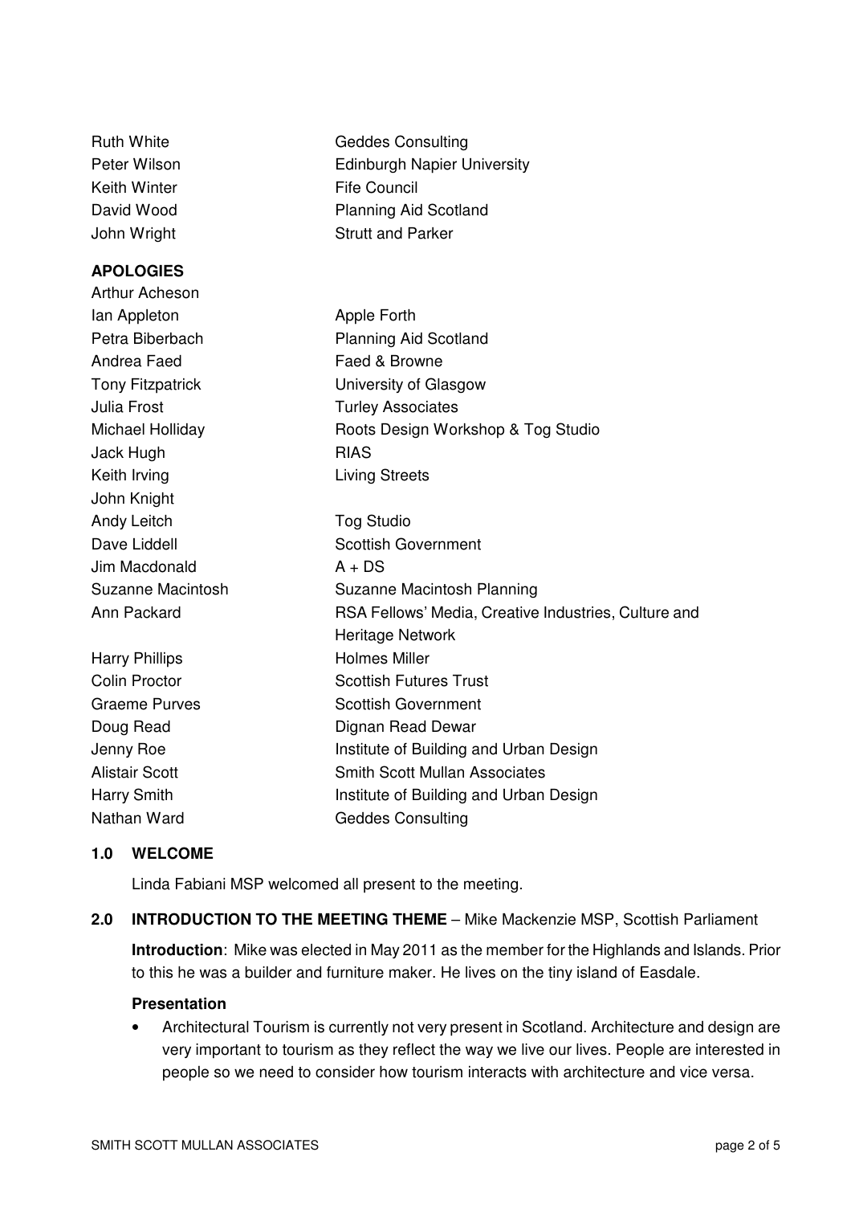| | |
|---|---|
| Ruth White | Geddes Consulting |
| Peter Wilson | Edinburgh Napier University |
| Keith Winter | Fife Council |
| David Wood | Planning Aid Scotland |
| John Wright | Strutt and Parker |

**APOLOGIES**

| | |
|---|---|
| Arthur Acheson | |
| Ian Appleton | Apple Forth |
| Petra Biberbach | Planning Aid Scotland |
| Andrea Faed | Faed & Browne |
| Tony Fitzpatrick | University of Glasgow |
| Julia Frost | Turley Associates |
| Michael Holliday | Roots Design Workshop & Tog Studio |
| Jack Hugh | RIAS |
| Keith Irving | Living Streets |
| John Knight | |
| Andy Leitch | Tog Studio |
| Dave Liddell | Scottish Government |
| Jim Macdonald | A + DS |
| Suzanne Macintosh | Suzanne Macintosh Planning |
| Ann Packard | RSA Fellows' Media, Creative Industries, Culture and Heritage Network |
| Harry Phillips | Holmes Miller |
| Colin Proctor | Scottish Futures Trust |
| Graeme Purves | Scottish Government |
| Doug Read | Dignan Read Dewar |
| Jenny Roe | Institute of Building and Urban Design |
| Alistair Scott | Smith Scott Mullan Associates |
| Harry Smith | Institute of Building and Urban Design |
| Nathan Ward | Geddes Consulting |

**1.0 WELCOME**

Linda Fabiani MSP welcomed all present to the meeting.

**2.0 INTRODUCTION TO THE MEETING THEME** – Mike Mackenzie MSP, Scottish Parliament

**Introduction**: Mike was elected in May 2011 as the member for the Highlands and Islands. Prior to this he was a builder and furniture maker. He lives on the tiny island of Easdale.

**Presentation**

- Architectural Tourism is currently not very present in Scotland. Architecture and design are very important to tourism as they reflect the way we live our lives. People are interested in people so we need to consider how tourism interacts with architecture and vice versa.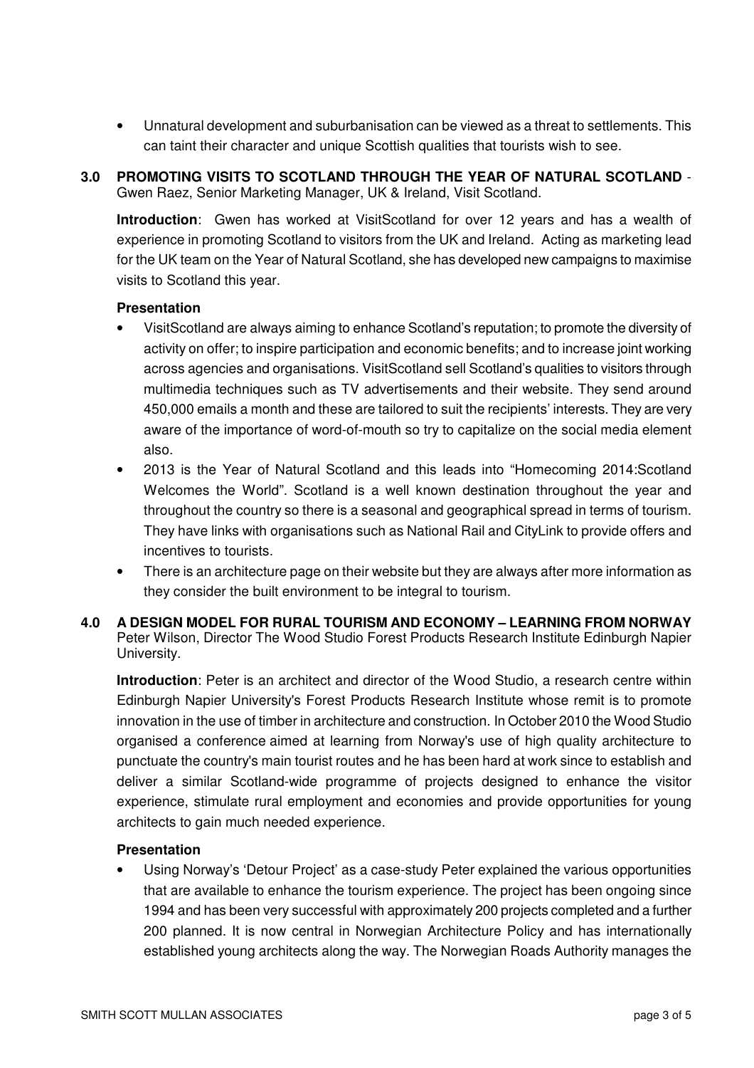- Unnatural development and suburbanisation can be viewed as a threat to settlements. This can taint their character and unique Scottish qualities that tourists wish to see.

## 3.0 PROMOTING VISITS TO SCOTLAND THROUGH THE YEAR OF NATURAL SCOTLAND - Gwen Raez, Senior Marketing Manager, UK & Ireland, Visit Scotland.

**Introduction**: Gwen has worked at VisitScotland for over 12 years and has a wealth of experience in promoting Scotland to visitors from the UK and Ireland. Acting as marketing lead for the UK team on the Year of Natural Scotland, she has developed new campaigns to maximise visits to Scotland this year.

**Presentation**

- VisitScotland are always aiming to enhance Scotland's reputation; to promote the diversity of activity on offer; to inspire participation and economic benefits; and to increase joint working across agencies and organisations. VisitScotland sell Scotland's qualities to visitors through multimedia techniques such as TV advertisements and their website. They send around 450,000 emails a month and these are tailored to suit the recipients' interests. They are very aware of the importance of word-of-mouth so try to capitalize on the social media element also.
- 2013 is the Year of Natural Scotland and this leads into "Homecoming 2014:Scotland Welcomes the World". Scotland is a well known destination throughout the year and throughout the country so there is a seasonal and geographical spread in terms of tourism. They have links with organisations such as National Rail and CityLink to provide offers and incentives to tourists.
- There is an architecture page on their website but they are always after more information as they consider the built environment to be integral to tourism.

## 4.0 A DESIGN MODEL FOR RURAL TOURISM AND ECONOMY – LEARNING FROM NORWAY

Peter Wilson, Director The Wood Studio Forest Products Research Institute Edinburgh Napier University.

**Introduction**: Peter is an architect and director of the Wood Studio, a research centre within Edinburgh Napier University's Forest Products Research Institute whose remit is to promote innovation in the use of timber in architecture and construction. In October 2010 the Wood Studio organised a conference aimed at learning from Norway's use of high quality architecture to punctuate the country's main tourist routes and he has been hard at work since to establish and deliver a similar Scotland-wide programme of projects designed to enhance the visitor experience, stimulate rural employment and economies and provide opportunities for young architects to gain much needed experience.

**Presentation**

- Using Norway's 'Detour Project' as a case-study Peter explained the various opportunities that are available to enhance the tourism experience. The project has been ongoing since 1994 and has been very successful with approximately 200 projects completed and a further 200 planned. It is now central in Norwegian Architecture Policy and has internationally established young architects along the way. The Norwegian Roads Authority manages the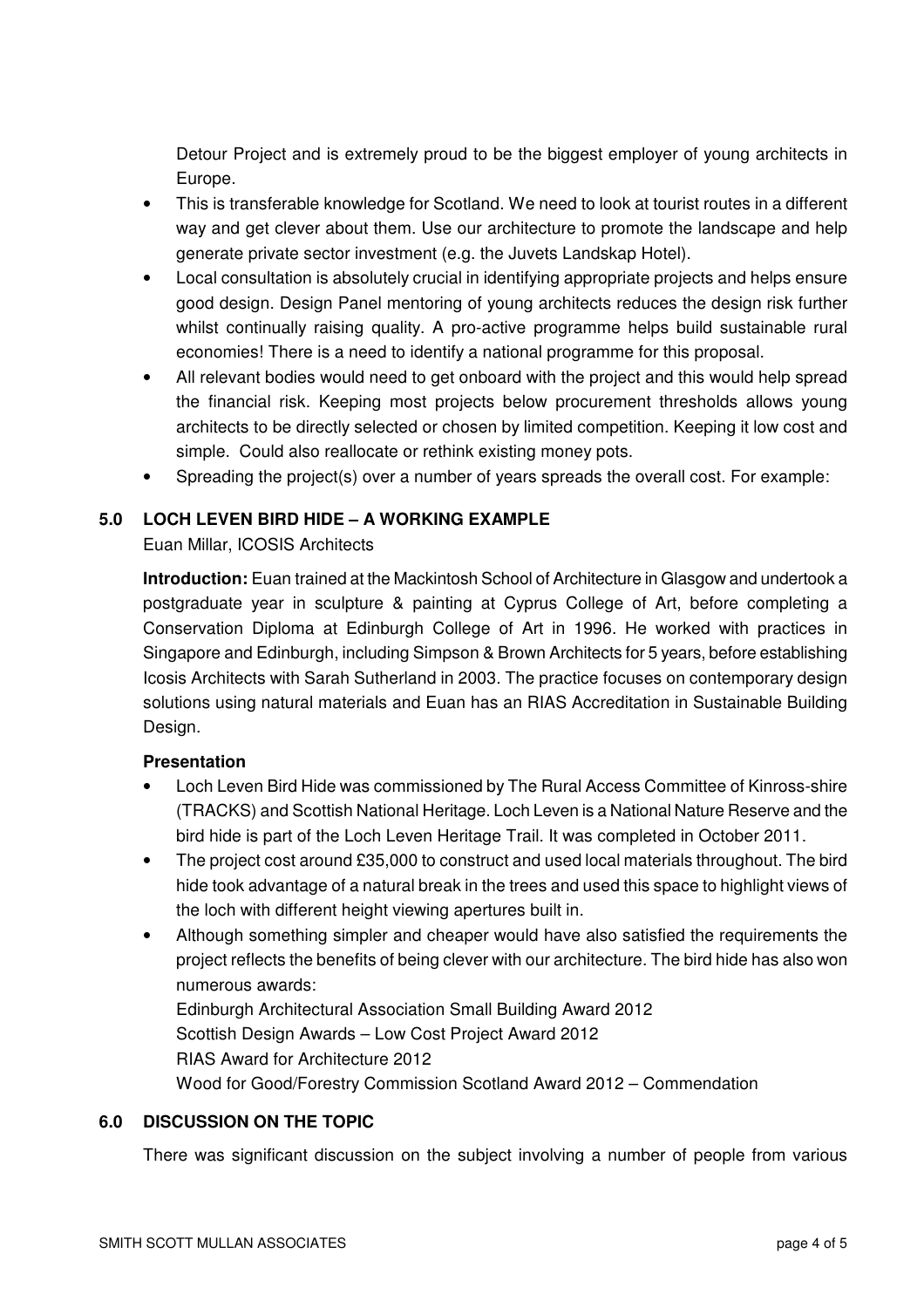Detour Project and is extremely proud to be the biggest employer of young architects in Europe.

- This is transferable knowledge for Scotland. We need to look at tourist routes in a different way and get clever about them. Use our architecture to promote the landscape and help generate private sector investment (e.g. the Juvets Landskap Hotel).
- Local consultation is absolutely crucial in identifying appropriate projects and helps ensure good design. Design Panel mentoring of young architects reduces the design risk further whilst continually raising quality. A pro-active programme helps build sustainable rural economies! There is a need to identify a national programme for this proposal.
- All relevant bodies would need to get onboard with the project and this would help spread the financial risk. Keeping most projects below procurement thresholds allows young architects to be directly selected or chosen by limited competition. Keeping it low cost and simple. Could also reallocate or rethink existing money pots.
- Spreading the project(s) over a number of years spreads the overall cost. For example:

## 5.0 LOCH LEVEN BIRD HIDE – A WORKING EXAMPLE

Euan Millar, ICOSIS Architects

**Introduction:** Euan trained at the Mackintosh School of Architecture in Glasgow and undertook a postgraduate year in sculpture & painting at Cyprus College of Art, before completing a Conservation Diploma at Edinburgh College of Art in 1996. He worked with practices in Singapore and Edinburgh, including Simpson & Brown Architects for 5 years, before establishing Icosis Architects with Sarah Sutherland in 2003. The practice focuses on contemporary design solutions using natural materials and Euan has an RIAS Accreditation in Sustainable Building Design.

### Presentation

- Loch Leven Bird Hide was commissioned by The Rural Access Committee of Kinross-shire (TRACKS) and Scottish National Heritage. Loch Leven is a National Nature Reserve and the bird hide is part of the Loch Leven Heritage Trail. It was completed in October 2011.
- The project cost around £35,000 to construct and used local materials throughout. The bird hide took advantage of a natural break in the trees and used this space to highlight views of the loch with different height viewing apertures built in.
- Although something simpler and cheaper would have also satisfied the requirements the project reflects the benefits of being clever with our architecture. The bird hide has also won numerous awards:

  Edinburgh Architectural Association Small Building Award 2012
  Scottish Design Awards – Low Cost Project Award 2012
  RIAS Award for Architecture 2012
  Wood for Good/Forestry Commission Scotland Award 2012 – Commendation

## 6.0 DISCUSSION ON THE TOPIC

There was significant discussion on the subject involving a number of people from various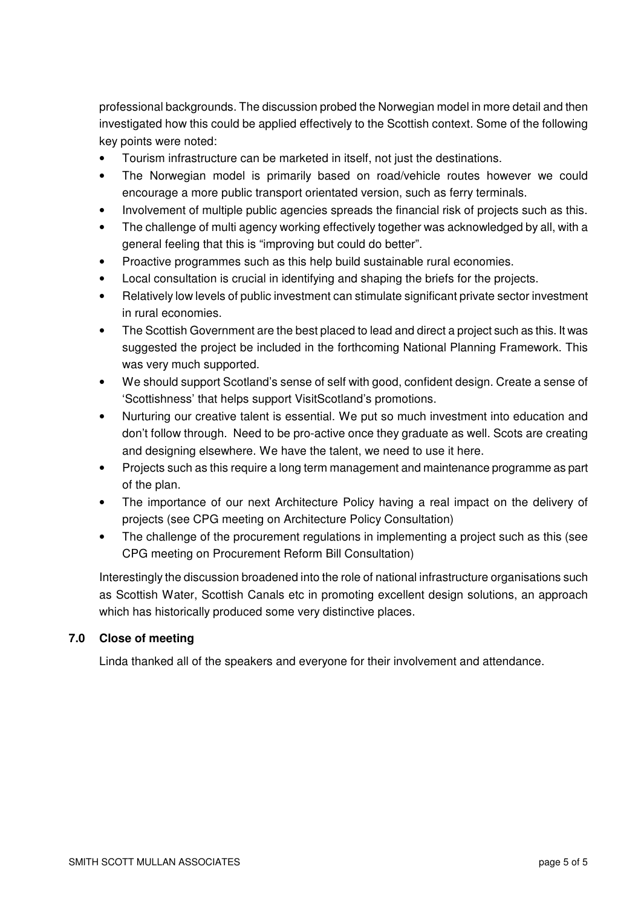professional backgrounds. The discussion probed the Norwegian model in more detail and then investigated how this could be applied effectively to the Scottish context. Some of the following key points were noted:

- Tourism infrastructure can be marketed in itself, not just the destinations.
- The Norwegian model is primarily based on road/vehicle routes however we could encourage a more public transport orientated version, such as ferry terminals.
- Involvement of multiple public agencies spreads the financial risk of projects such as this.
- The challenge of multi agency working effectively together was acknowledged by all, with a general feeling that this is "improving but could do better".
- Proactive programmes such as this help build sustainable rural economies.
- Local consultation is crucial in identifying and shaping the briefs for the projects.
- Relatively low levels of public investment can stimulate significant private sector investment in rural economies.
- The Scottish Government are the best placed to lead and direct a project such as this. It was suggested the project be included in the forthcoming National Planning Framework. This was very much supported.
- We should support Scotland's sense of self with good, confident design. Create a sense of 'Scottishness' that helps support VisitScotland's promotions.
- Nurturing our creative talent is essential. We put so much investment into education and don't follow through. Need to be pro-active once they graduate as well. Scots are creating and designing elsewhere. We have the talent, we need to use it here.
- Projects such as this require a long term management and maintenance programme as part of the plan.
- The importance of our next Architecture Policy having a real impact on the delivery of projects (see CPG meeting on Architecture Policy Consultation)
- The challenge of the procurement regulations in implementing a project such as this (see CPG meeting on Procurement Reform Bill Consultation)

Interestingly the discussion broadened into the role of national infrastructure organisations such as Scottish Water, Scottish Canals etc in promoting excellent design solutions, an approach which has historically produced some very distinctive places.

### 7.0 Close of meeting

Linda thanked all of the speakers and everyone for their involvement and attendance.